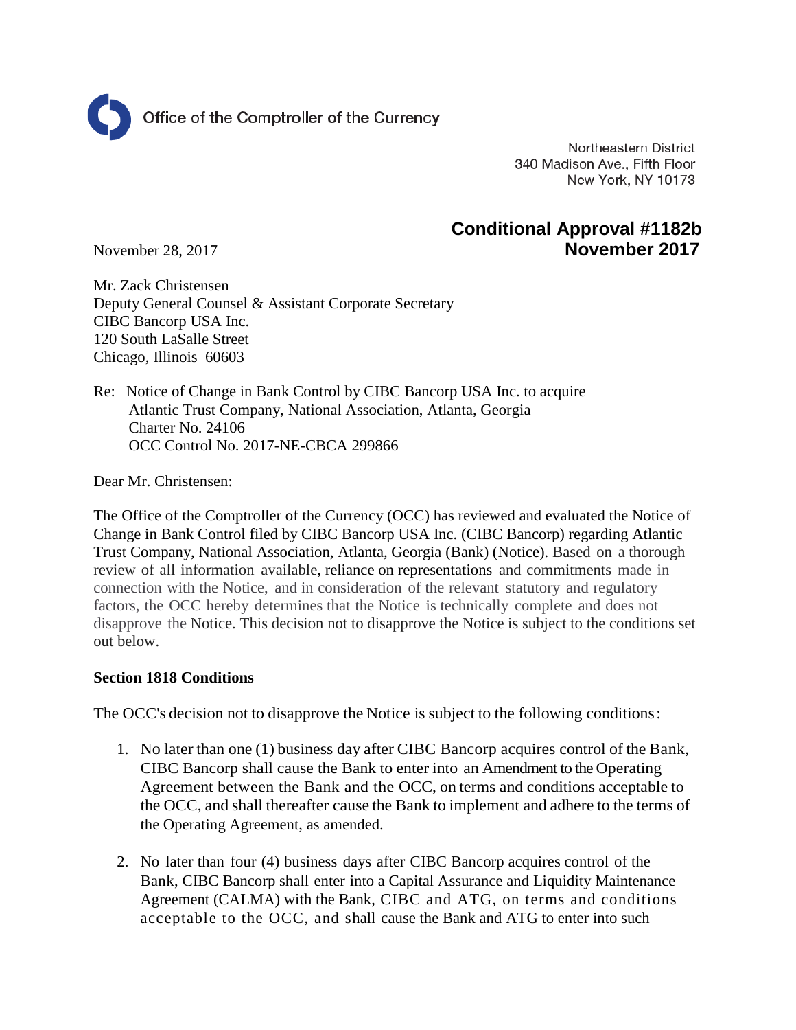Office of the Comptroller of the Currency

Northeastern District
340 Madison Ave., Fifth Floor
New York, NY 10173

**Conditional Approval #1182b**
**November 2017**

November 28, 2017

Mr. Zack Christensen
Deputy General Counsel & Assistant Corporate Secretary
CIBC Bancorp USA Inc.
120 South LaSalle Street
Chicago, Illinois 60603

Re: Notice of Change in Bank Control by CIBC Bancorp USA Inc. to acquire
Atlantic Trust Company, National Association, Atlanta, Georgia
Charter No. 24106
OCC Control No. 2017-NE-CBCA 299866

Dear Mr. Christensen:

The Office of the Comptroller of the Currency (OCC) has reviewed and evaluated the Notice of Change in Bank Control filed by CIBC Bancorp USA Inc. (CIBC Bancorp) regarding Atlantic Trust Company, National Association, Atlanta, Georgia (Bank) (Notice). Based on a thorough review of all information available, reliance on representations and commitments made in connection with the Notice, and in consideration of the relevant statutory and regulatory factors, the OCC hereby determines that the Notice is technically complete and does not disapprove the Notice. This decision not to disapprove the Notice is subject to the conditions set out below.

**Section 1818 Conditions**

The OCC's decision not to disapprove the Notice is subject to the following conditions:

1. No later than one (1) business day after CIBC Bancorp acquires control of the Bank, CIBC Bancorp shall cause the Bank to enter into an Amendment to the Operating Agreement between the Bank and the OCC, on terms and conditions acceptable to the OCC, and shall thereafter cause the Bank to implement and adhere to the terms of the Operating Agreement, as amended.

2. No later than four (4) business days after CIBC Bancorp acquires control of the Bank, CIBC Bancorp shall enter into a Capital Assurance and Liquidity Maintenance Agreement (CALMA) with the Bank, CIBC and ATG, on terms and conditions acceptable to the OCC, and shall cause the Bank and ATG to enter into such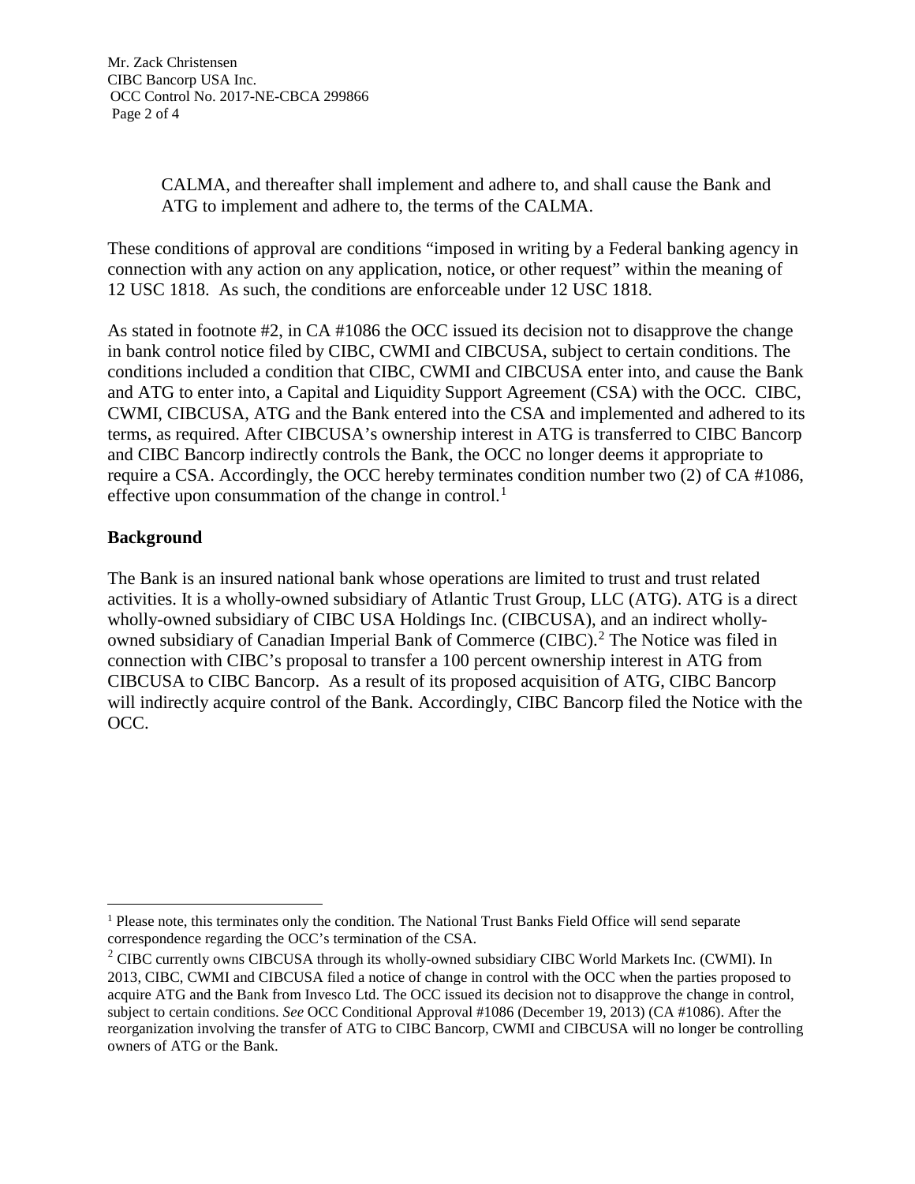CALMA, and thereafter shall implement and adhere to, and shall cause the Bank and ATG to implement and adhere to, the terms of the CALMA.

These conditions of approval are conditions "imposed in writing by a Federal banking agency in connection with any action on any application, notice, or other request" within the meaning of 12 USC 1818. As such, the conditions are enforceable under 12 USC 1818.

As stated in footnote #2, in CA #1086 the OCC issued its decision not to disapprove the change in bank control notice filed by CIBC, CWMI and CIBCUSA, subject to certain conditions. The conditions included a condition that CIBC, CWMI and CIBCUSA enter into, and cause the Bank and ATG to enter into, a Capital and Liquidity Support Agreement (CSA) with the OCC. CIBC, CWMI, CIBCUSA, ATG and the Bank entered into the CSA and implemented and adhered to its terms, as required. After CIBCUSA's ownership interest in ATG is transferred to CIBC Bancorp and CIBC Bancorp indirectly controls the Bank, the OCC no longer deems it appropriate to require a CSA. Accordingly, the OCC hereby terminates condition number two (2) of CA #1086, effective upon consummation of the change in control.[1]

## Background

The Bank is an insured national bank whose operations are limited to trust and trust related activities. It is a wholly-owned subsidiary of Atlantic Trust Group, LLC (ATG). ATG is a direct wholly-owned subsidiary of CIBC USA Holdings Inc. (CIBCUSA), and an indirect wholly-owned subsidiary of Canadian Imperial Bank of Commerce (CIBC).[2] The Notice was filed in connection with CIBC's proposal to transfer a 100 percent ownership interest in ATG from CIBCUSA to CIBC Bancorp. As a result of its proposed acquisition of ATG, CIBC Bancorp will indirectly acquire control of the Bank. Accordingly, CIBC Bancorp filed the Notice with the OCC.

---

[1] Please note, this terminates only the condition. The National Trust Banks Field Office will send separate correspondence regarding the OCC's termination of the CSA.

[2] CIBC currently owns CIBCUSA through its wholly-owned subsidiary CIBC World Markets Inc. (CWMI). In 2013, CIBC, CWMI and CIBCUSA filed a notice of change in control with the OCC when the parties proposed to acquire ATG and the Bank from Invesco Ltd. The OCC issued its decision not to disapprove the change in control, subject to certain conditions. *See* OCC Conditional Approval #1086 (December 19, 2013) (CA #1086). After the reorganization involving the transfer of ATG to CIBC Bancorp, CWMI and CIBCUSA will no longer be controlling owners of ATG or the Bank.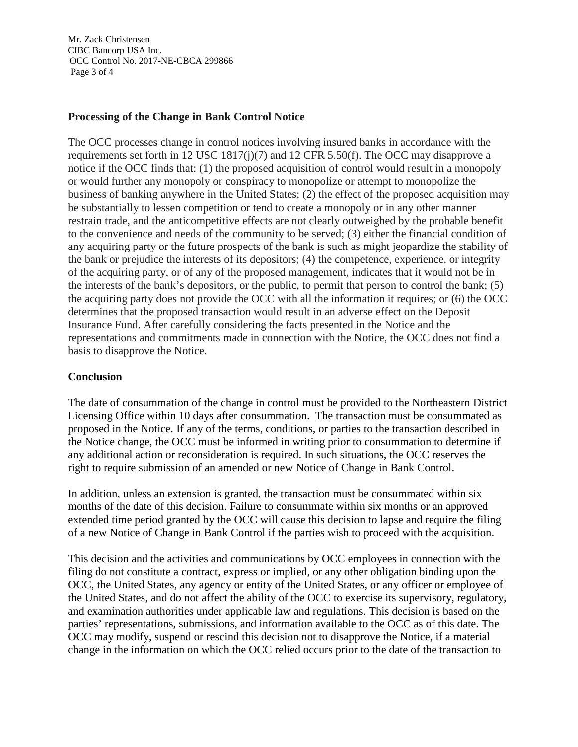## Processing of the Change in Bank Control Notice

The OCC processes change in control notices involving insured banks in accordance with the requirements set forth in 12 USC 1817(j)(7) and 12 CFR 5.50(f). The OCC may disapprove a notice if the OCC finds that: (1) the proposed acquisition of control would result in a monopoly or would further any monopoly or conspiracy to monopolize or attempt to monopolize the business of banking anywhere in the United States; (2) the effect of the proposed acquisition may be substantially to lessen competition or tend to create a monopoly or in any other manner restrain trade, and the anticompetitive effects are not clearly outweighed by the probable benefit to the convenience and needs of the community to be served; (3) either the financial condition of any acquiring party or the future prospects of the bank is such as might jeopardize the stability of the bank or prejudice the interests of its depositors; (4) the competence, experience, or integrity of the acquiring party, or of any of the proposed management, indicates that it would not be in the interests of the bank's depositors, or the public, to permit that person to control the bank; (5) the acquiring party does not provide the OCC with all the information it requires; or (6) the OCC determines that the proposed transaction would result in an adverse effect on the Deposit Insurance Fund. After carefully considering the facts presented in the Notice and the representations and commitments made in connection with the Notice, the OCC does not find a basis to disapprove the Notice.

## Conclusion

The date of consummation of the change in control must be provided to the Northeastern District Licensing Office within 10 days after consummation. The transaction must be consummated as proposed in the Notice. If any of the terms, conditions, or parties to the transaction described in the Notice change, the OCC must be informed in writing prior to consummation to determine if any additional action or reconsideration is required. In such situations, the OCC reserves the right to require submission of an amended or new Notice of Change in Bank Control.

In addition, unless an extension is granted, the transaction must be consummated within six months of the date of this decision. Failure to consummate within six months or an approved extended time period granted by the OCC will cause this decision to lapse and require the filing of a new Notice of Change in Bank Control if the parties wish to proceed with the acquisition.

This decision and the activities and communications by OCC employees in connection with the filing do not constitute a contract, express or implied, or any other obligation binding upon the OCC, the United States, any agency or entity of the United States, or any officer or employee of the United States, and do not affect the ability of the OCC to exercise its supervisory, regulatory, and examination authorities under applicable law and regulations. This decision is based on the parties' representations, submissions, and information available to the OCC as of this date. The OCC may modify, suspend or rescind this decision not to disapprove the Notice, if a material change in the information on which the OCC relied occurs prior to the date of the transaction to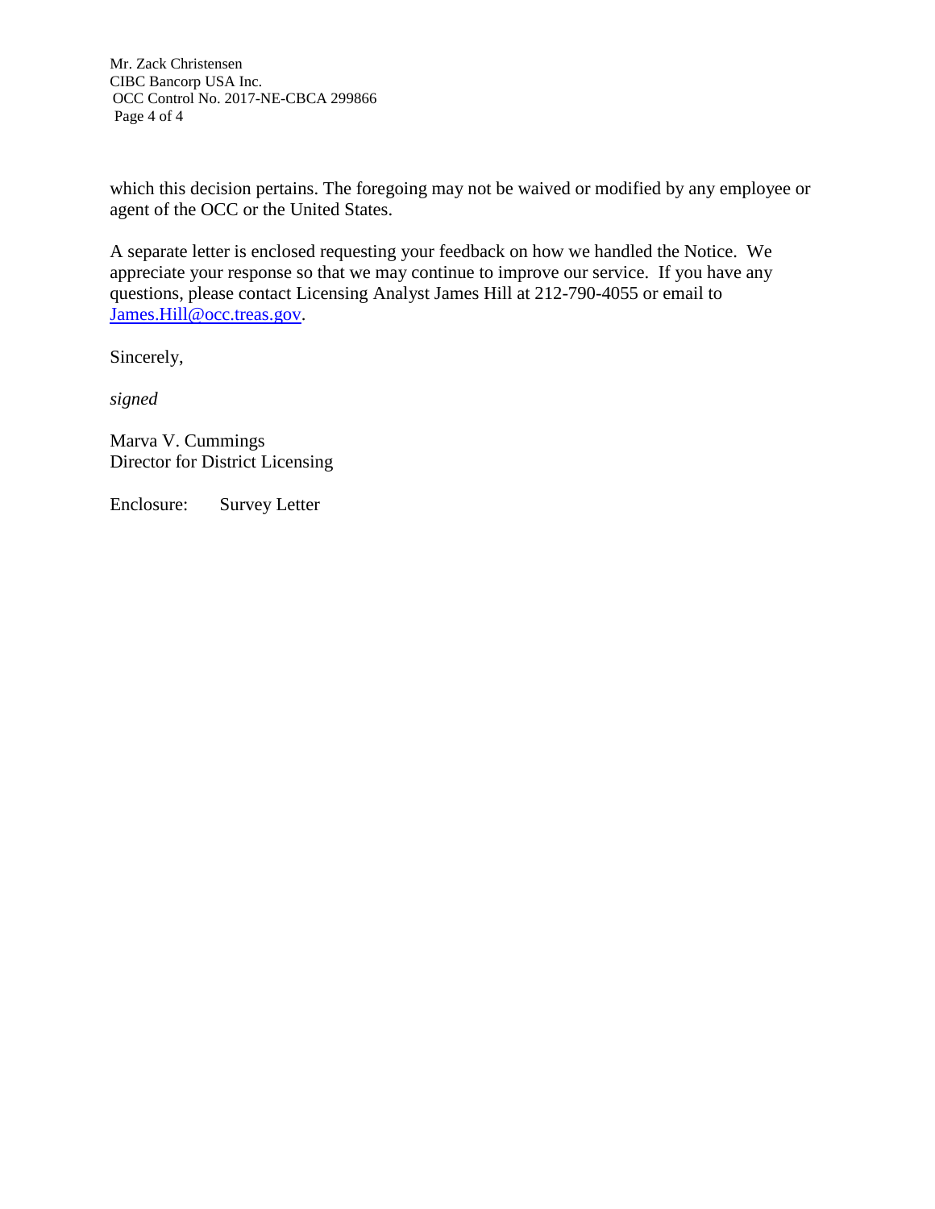which this decision pertains. The foregoing may not be waived or modified by any employee or agent of the OCC or the United States.

A separate letter is enclosed requesting your feedback on how we handled the Notice. We appreciate your response so that we may continue to improve our service. If you have any questions, please contact Licensing Analyst James Hill at 212-790-4055 or email to James.Hill@occ.treas.gov.

Sincerely,

*signed*

Marva V. Cummings
Director for District Licensing

Enclosure: Survey Letter